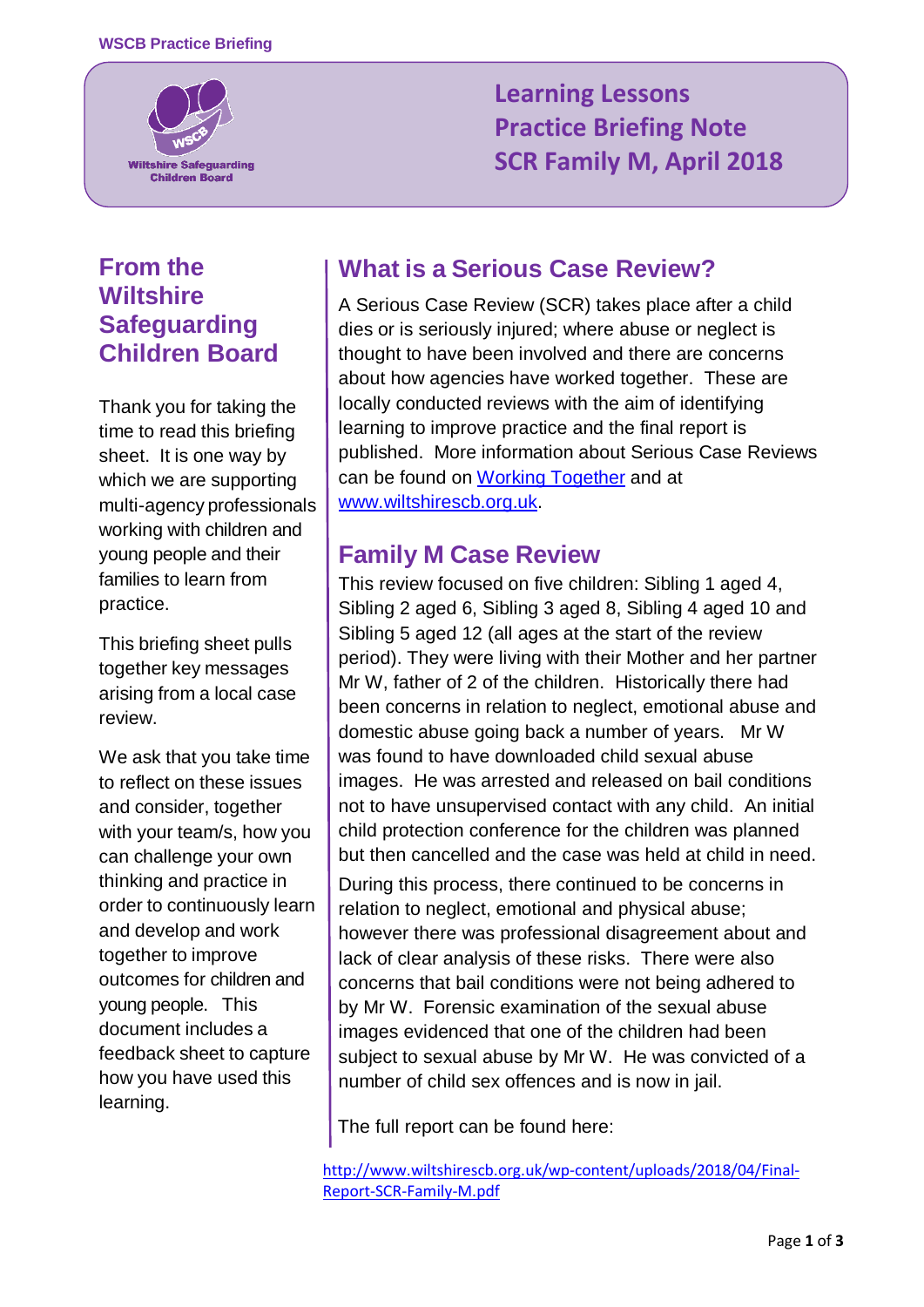WSCB Practice Briefing

Wiltshire Safeguarding Children Board

# Learning Lessons Practice Briefing Note SCR Family M, April 2018

## From the Wiltshire Safeguarding Children Board

Thank you for taking the time to read this briefing sheet. It is one way by which we are supporting multi-agency professionals working with children and young people and their families to learn from practice.

This briefing sheet pulls together key messages arising from a local case review.

We ask that you take time to reflect on these issues and consider, together with your team/s, how you can challenge your own thinking and practice in order to continuously learn and develop and work together to improve outcomes for children and young people. This document includes a feedback sheet to capture how you have used this learning.

## What is a Serious Case Review?

A Serious Case Review (SCR) takes place after a child dies or is seriously injured; where abuse or neglect is thought to have been involved and there are concerns about how agencies have worked together. These are locally conducted reviews with the aim of identifying learning to improve practice and the final report is published. More information about Serious Case Reviews can be found on [Working Together](Working Together) and at [www.wiltshirescb.org.uk](www.wiltshirescb.org.uk).

## Family M Case Review

This review focused on five children: Sibling 1 aged 4, Sibling 2 aged 6, Sibling 3 aged 8, Sibling 4 aged 10 and Sibling 5 aged 12 (all ages at the start of the review period). They were living with their Mother and her partner Mr W, father of 2 of the children. Historically there had been concerns in relation to neglect, emotional abuse and domestic abuse going back a number of years. Mr W was found to have downloaded child sexual abuse images. He was arrested and released on bail conditions not to have unsupervised contact with any child. An initial child protection conference for the children was planned but then cancelled and the case was held at child in need.

During this process, there continued to be concerns in relation to neglect, emotional and physical abuse; however there was professional disagreement about and lack of clear analysis of these risks. There were also concerns that bail conditions were not being adhered to by Mr W. Forensic examination of the sexual abuse images evidenced that one of the children had been subject to sexual abuse by Mr W. He was convicted of a number of child sex offences and is now in jail.

The full report can be found here:

http://www.wiltshirescb.org.uk/wp-content/uploads/2018/04/Final-Report-SCR-Family-M.pdf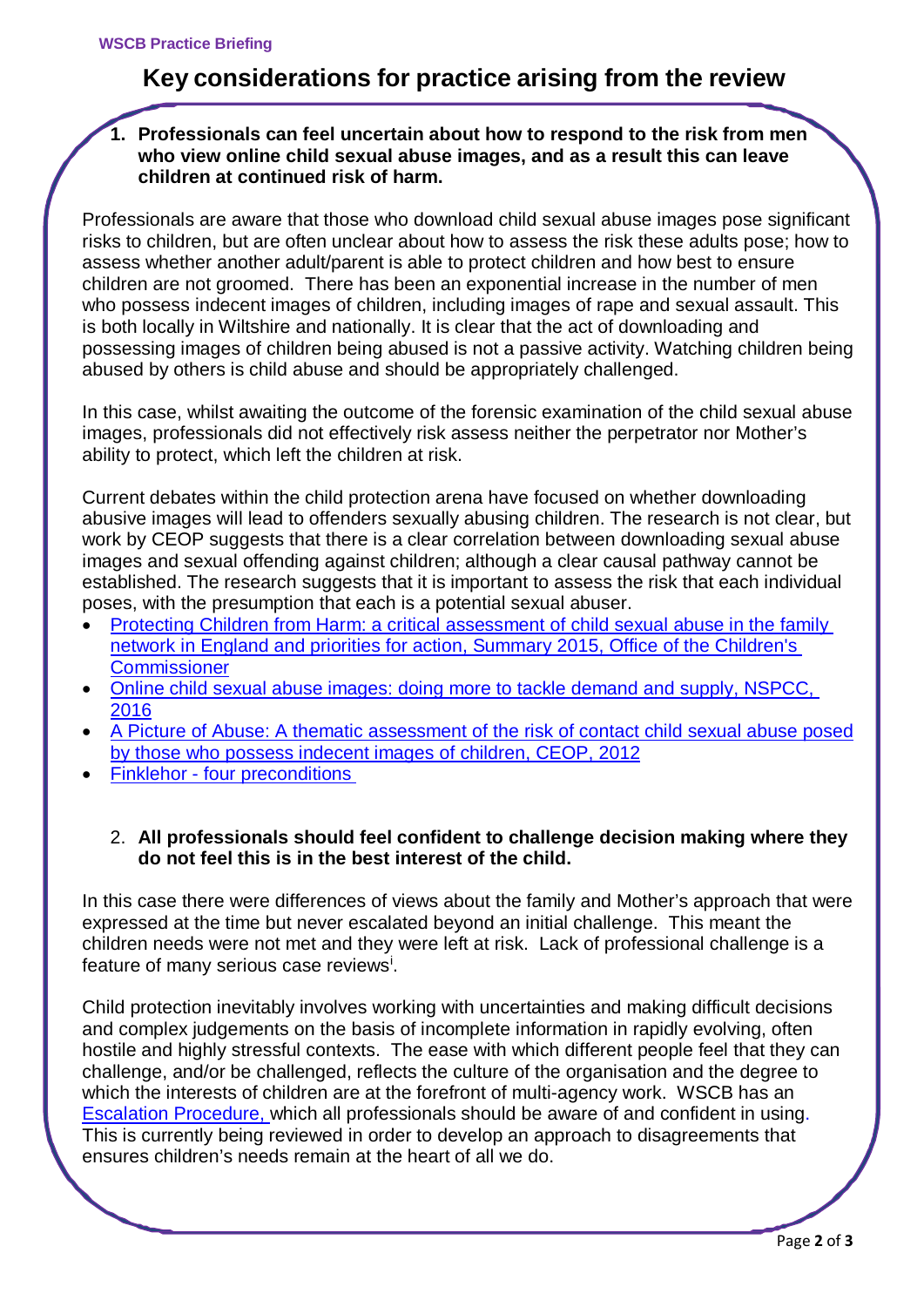WSCB Practice Briefing

# Key considerations for practice arising from the review

1. **Professionals can feel uncertain about how to respond to the risk from men who view online child sexual abuse images, and as a result this can leave children at continued risk of harm.**

Professionals are aware that those who download child sexual abuse images pose significant risks to children, but are often unclear about how to assess the risk these adults pose; how to assess whether another adult/parent is able to protect children and how best to ensure children are not groomed. There has been an exponential increase in the number of men who possess indecent images of children, including images of rape and sexual assault. This is both locally in Wiltshire and nationally. It is clear that the act of downloading and possessing images of children being abused is not a passive activity. Watching children being abused by others is child abuse and should be appropriately challenged.

In this case, whilst awaiting the outcome of the forensic examination of the child sexual abuse images, professionals did not effectively risk assess neither the perpetrator nor Mother's ability to protect, which left the children at risk.

Current debates within the child protection arena have focused on whether downloading abusive images will lead to offenders sexually abusing children. The research is not clear, but work by CEOP suggests that there is a clear correlation between downloading sexual abuse images and sexual offending against children; although a clear causal pathway cannot be established. The research suggests that it is important to assess the risk that each individual poses, with the presumption that each is a potential sexual abuser.

- Protecting Children from Harm: a critical assessment of child sexual abuse in the family network in England and priorities for action, Summary 2015, Office of the Children's Commissioner
- Online child sexual abuse images: doing more to tackle demand and supply, NSPCC, 2016
- A Picture of Abuse: A thematic assessment of the risk of contact child sexual abuse posed by those who possess indecent images of children, CEOP, 2012
- Finklehor - four preconditions

2. **All professionals should feel confident to challenge decision making where they do not feel this is in the best interest of the child.**

In this case there were differences of views about the family and Mother's approach that were expressed at the time but never escalated beyond an initial challenge. This meant the children needs were not met and they were left at risk. Lack of professional challenge is a feature of many serious case reviews[i].

Child protection inevitably involves working with uncertainties and making difficult decisions and complex judgements on the basis of incomplete information in rapidly evolving, often hostile and highly stressful contexts. The ease with which different people feel that they can challenge, and/or be challenged, reflects the culture of the organisation and the degree to which the interests of children are at the forefront of multi-agency work. WSCB has an Escalation Procedure, which all professionals should be aware of and confident in using. This is currently being reviewed in order to develop an approach to disagreements that ensures children's needs remain at the heart of all we do.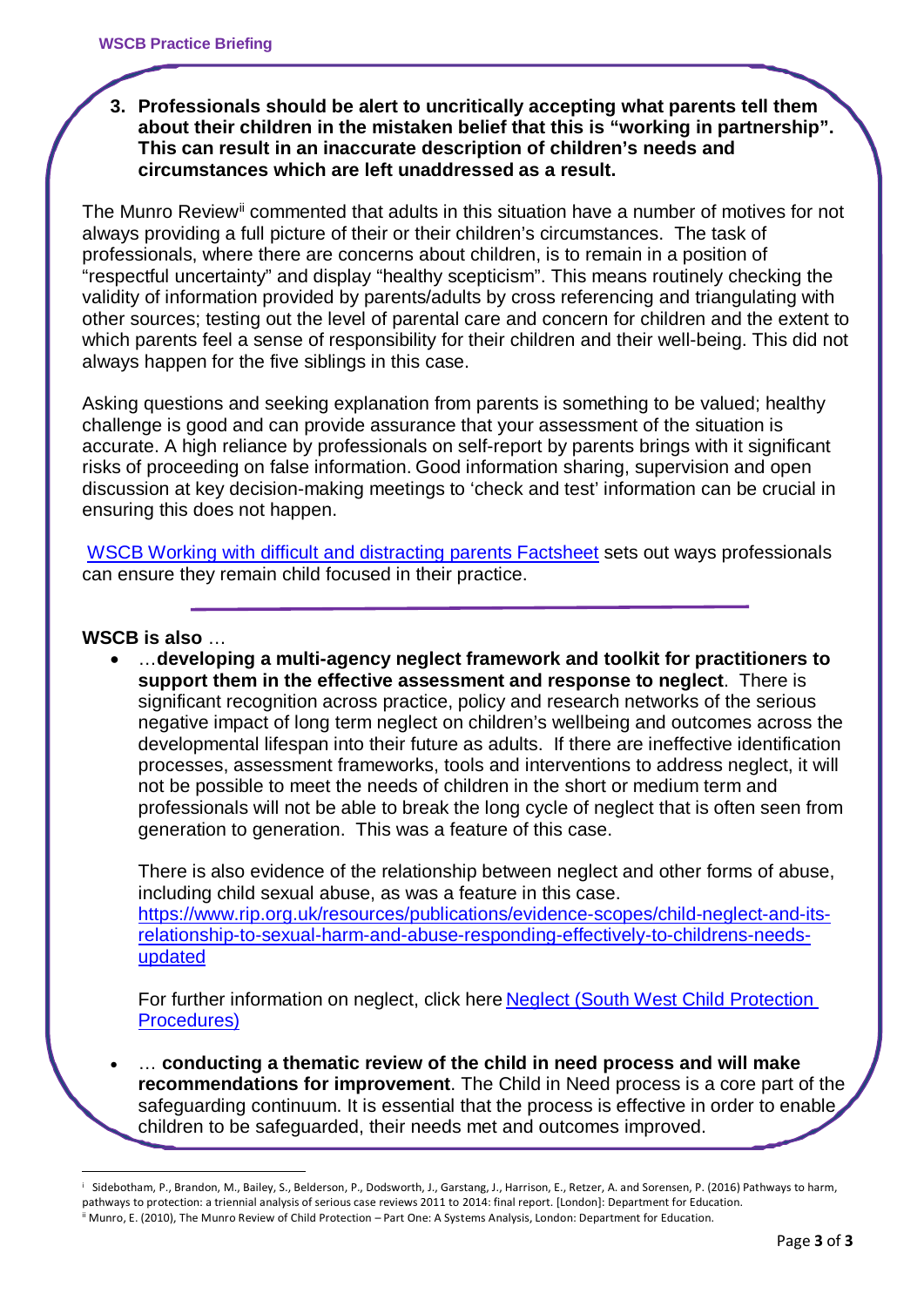3. **Professionals should be alert to uncritically accepting what parents tell them about their children in the mistaken belief that this is "working in partnership". This can result in an inaccurate description of children's needs and circumstances which are left unaddressed as a result.**

The Munro Review[ii] commented that adults in this situation have a number of motives for not always providing a full picture of their or their children's circumstances. The task of professionals, where there are concerns about children, is to remain in a position of "respectful uncertainty" and display "healthy scepticism". This means routinely checking the validity of information provided by parents/adults by cross referencing and triangulating with other sources; testing out the level of parental care and concern for children and the extent to which parents feel a sense of responsibility for their children and their well-being. This did not always happen for the five siblings in this case.

Asking questions and seeking explanation from parents is something to be valued; healthy challenge is good and can provide assurance that your assessment of the situation is accurate. A high reliance by professionals on self-report by parents brings with it significant risks of proceeding on false information. Good information sharing, supervision and open discussion at key decision-making meetings to 'check and test' information can be crucial in ensuring this does not happen.

WSCB Working with difficult and distracting parents Factsheet sets out ways professionals can ensure they remain child focused in their practice.

---

**WSCB is also** …

- …**developing a multi-agency neglect framework and toolkit for practitioners to support them in the effective assessment and response to neglect**. There is significant recognition across practice, policy and research networks of the serious negative impact of long term neglect on children's wellbeing and outcomes across the developmental lifespan into their future as adults. If there are ineffective identification processes, assessment frameworks, tools and interventions to address neglect, it will not be possible to meet the needs of children in the short or medium term and professionals will not be able to break the long cycle of neglect that is often seen from generation to generation. This was a feature of this case.

  There is also evidence of the relationship between neglect and other forms of abuse, including child sexual abuse, as was a feature in this case. https://www.rip.org.uk/resources/publications/evidence-scopes/child-neglect-and-its-relationship-to-sexual-harm-and-abuse-responding-effectively-to-childrens-needs-updated

  For further information on neglect, click here Neglect (South West Child Protection Procedures)

- … **conducting a thematic review of the child in need process and will make recommendations for improvement**. The Child in Need process is a core part of the safeguarding continuum. It is essential that the process is effective in order to enable children to be safeguarded, their needs met and outcomes improved.

---

[i] Sidebotham, P., Brandon, M., Bailey, S., Belderson, P., Dodsworth, J., Garstang, J., Harrison, E., Retzer, A. and Sorensen, P. (2016) Pathways to harm, pathways to protection: a triennial analysis of serious case reviews 2011 to 2014: final report. [London]: Department for Education.

[ii] Munro, E. (2010), The Munro Review of Child Protection – Part One: A Systems Analysis, London: Department for Education.